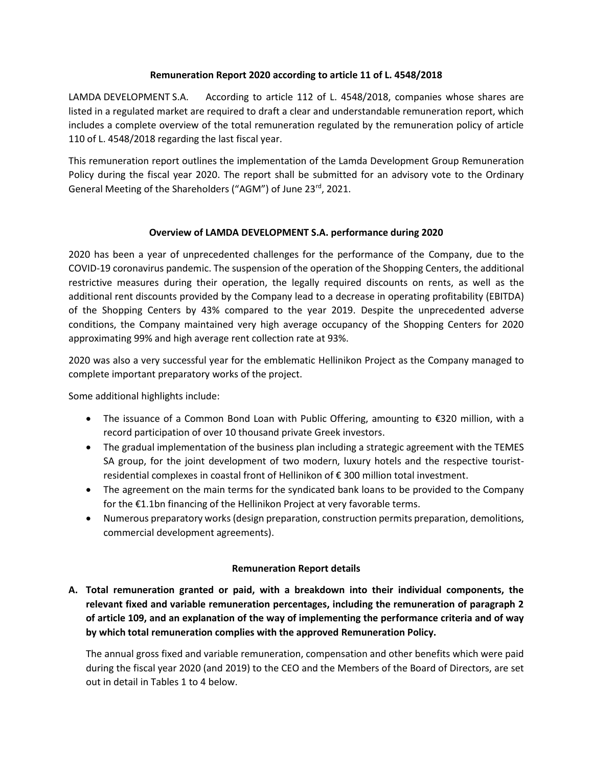# Remuneration Report 2020 according to article 11 of L. 4548/2018

LAMDA DEVELOPMENT S.A. According to article 112 of L. 4548/2018, companies whose shares are listed in a regulated market are required to draft a clear and understandable remuneration report, which includes a complete overview of the total remuneration regulated by the remuneration policy of article 110 of L. 4548/2018 regarding the last fiscal year.

This remuneration report outlines the implementation of the Lamda Development Group Remuneration Policy during the fiscal year 2020. The report shall be submitted for an advisory vote to the Ordinary General Meeting of the Shareholders ("AGM") of June 23rd, 2021.

## Overview of LAMDA DEVELOPMENT S.A. performance during 2020

2020 has been a year of unprecedented challenges for the performance of the Company, due to the COVID-19 coronavirus pandemic. The suspension of the operation of the Shopping Centers, the additional restrictive measures during their operation, the legally required discounts on rents, as well as the additional rent discounts provided by the Company lead to a decrease in operating profitability (EBITDA) of the Shopping Centers by 43% compared to the year 2019. Despite the unprecedented adverse conditions, the Company maintained very high average occupancy of the Shopping Centers for 2020 approximating 99% and high average rent collection rate at 93%.

2020 was also a very successful year for the emblematic Hellinikon Project as the Company managed to complete important preparatory works of the project.

Some additional highlights include:

- The issuance of a Common Bond Loan with Public Offering, amounting to €320 million, with a record participation of over 10 thousand private Greek investors.
- The gradual implementation of the business plan including a strategic agreement with the TEMES SA group, for the joint development of two modern, luxury hotels and the respective tourist-residential complexes in coastal front of Hellinikon of € 300 million total investment.
- The agreement on the main terms for the syndicated bank loans to be provided to the Company for the €1.1bn financing of the Hellinikon Project at very favorable terms.
- Numerous preparatory works (design preparation, construction permits preparation, demolitions, commercial development agreements).

## Remuneration Report details

**A. Total remuneration granted or paid, with a breakdown into their individual components, the relevant fixed and variable remuneration percentages, including the remuneration of paragraph 2 of article 109, and an explanation of the way of implementing the performance criteria and of way by which total remuneration complies with the approved Remuneration Policy.**

The annual gross fixed and variable remuneration, compensation and other benefits which were paid during the fiscal year 2020 (and 2019) to the CEO and the Members of the Board of Directors, are set out in detail in Tables 1 to 4 below.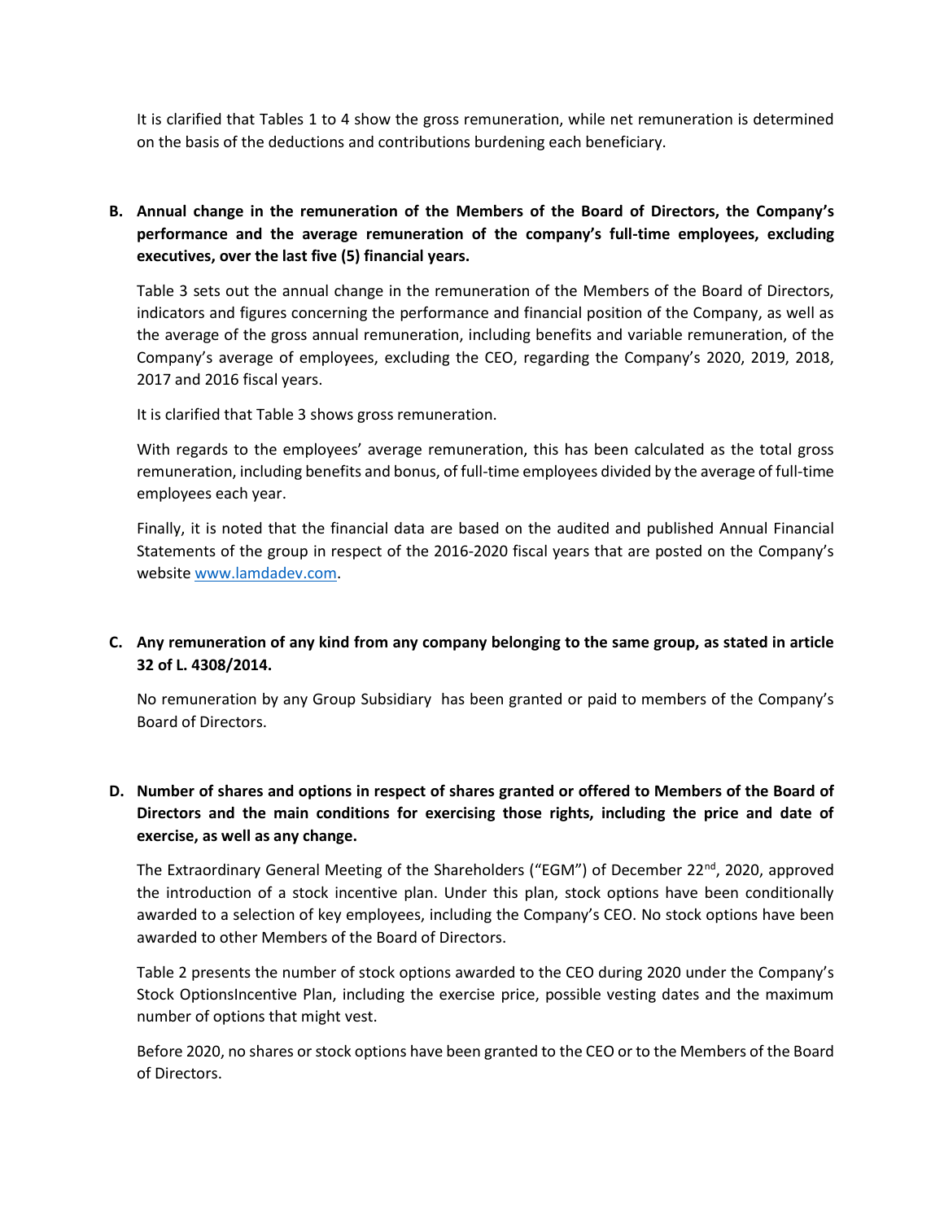It is clarified that Tables 1 to 4 show the gross remuneration, while net remuneration is determined on the basis of the deductions and contributions burdening each beneficiary.

**B. Annual change in the remuneration of the Members of the Board of Directors, the Company's performance and the average remuneration of the company's full-time employees, excluding executives, over the last five (5) financial years.**

Table 3 sets out the annual change in the remuneration of the Members of the Board of Directors, indicators and figures concerning the performance and financial position of the Company, as well as the average of the gross annual remuneration, including benefits and variable remuneration, of the Company's average of employees, excluding the CEO, regarding the Company's 2020, 2019, 2018, 2017 and 2016 fiscal years.

It is clarified that Table 3 shows gross remuneration.

With regards to the employees' average remuneration, this has been calculated as the total gross remuneration, including benefits and bonus, of full-time employees divided by the average of full-time employees each year.

Finally, it is noted that the financial data are based on the audited and published Annual Financial Statements of the group in respect of the 2016-2020 fiscal years that are posted on the Company's website www.lamdadev.com.

**C. Any remuneration of any kind from any company belonging to the same group, as stated in article 32 of L. 4308/2014.**

No remuneration by any Group Subsidiary has been granted or paid to members of the Company's Board of Directors.

**D. Number of shares and options in respect of shares granted or offered to Members of the Board of Directors and the main conditions for exercising those rights, including the price and date of exercise, as well as any change.**

The Extraordinary General Meeting of the Shareholders ("EGM") of December 22nd, 2020, approved the introduction of a stock incentive plan. Under this plan, stock options have been conditionally awarded to a selection of key employees, including the Company's CEO. No stock options have been awarded to other Members of the Board of Directors.

Table 2 presents the number of stock options awarded to the CEO during 2020 under the Company's Stock OptionsIncentive Plan, including the exercise price, possible vesting dates and the maximum number of options that might vest.

Before 2020, no shares or stock options have been granted to the CEO or to the Members of the Board of Directors.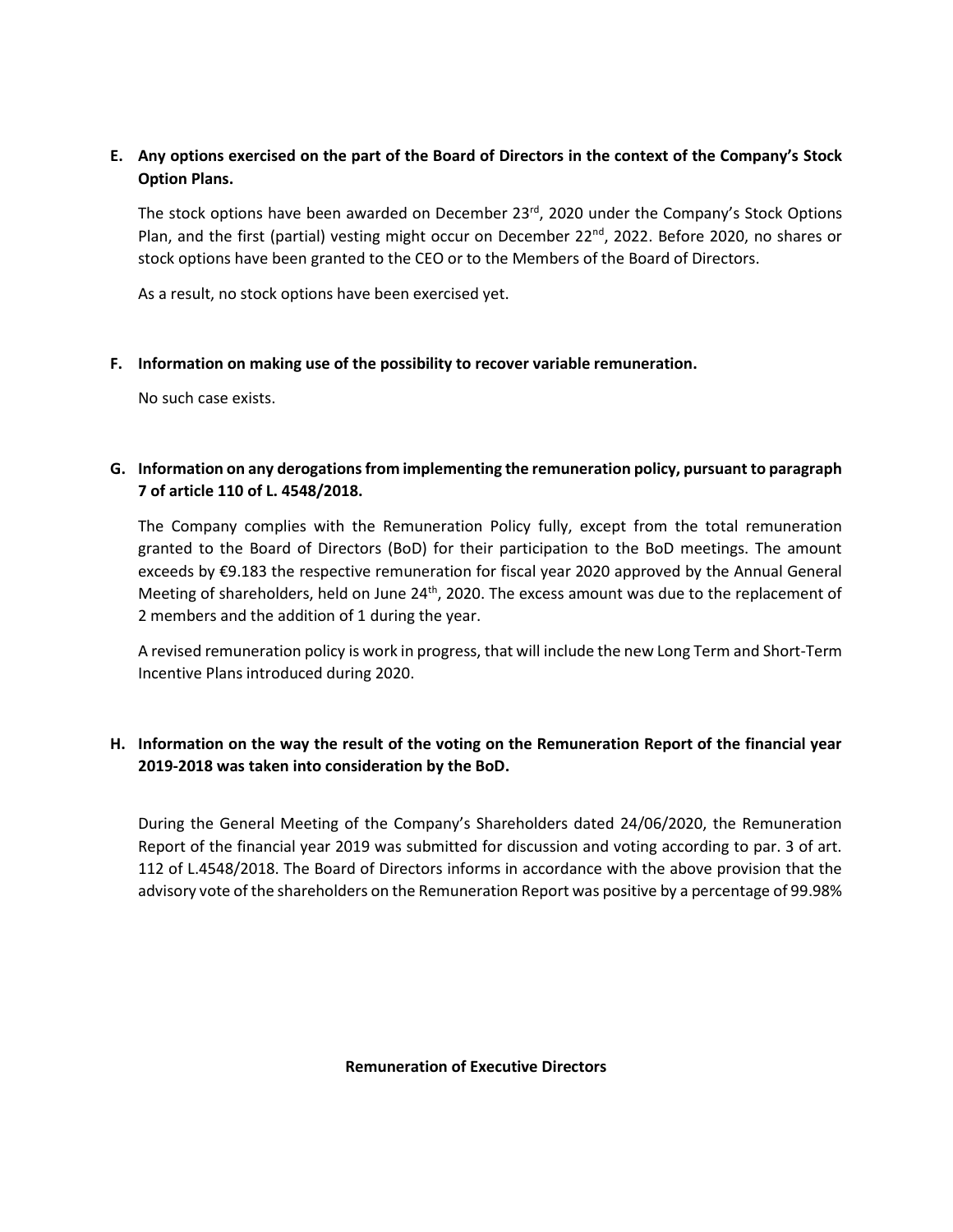**E. Any options exercised on the part of the Board of Directors in the context of the Company's Stock Option Plans.**

The stock options have been awarded on December 23rd, 2020 under the Company's Stock Options Plan, and the first (partial) vesting might occur on December 22nd, 2022. Before 2020, no shares or stock options have been granted to the CEO or to the Members of the Board of Directors.

As a result, no stock options have been exercised yet.

**F. Information on making use of the possibility to recover variable remuneration.**

No such case exists.

**G. Information on any derogations from implementing the remuneration policy, pursuant to paragraph 7 of article 110 of L. 4548/2018.**

The Company complies with the Remuneration Policy fully, except from the total remuneration granted to the Board of Directors (BoD) for their participation to the BoD meetings. The amount exceeds by €9.183 the respective remuneration for fiscal year 2020 approved by the Annual General Meeting of shareholders, held on June 24th, 2020. The excess amount was due to the replacement of 2 members and the addition of 1 during the year.

A revised remuneration policy is work in progress, that will include the new Long Term and Short-Term Incentive Plans introduced during 2020.

**H. Information on the way the result of the voting on the Remuneration Report of the financial year 2019-2018 was taken into consideration by the BoD.**

During the General Meeting of the Company's Shareholders dated 24/06/2020, the Remuneration Report of the financial year 2019 was submitted for discussion and voting according to par. 3 of art. 112 of L.4548/2018. The Board of Directors informs in accordance with the above provision that the advisory vote of the shareholders on the Remuneration Report was positive by a percentage of 99.98%

**Remuneration of Executive Directors**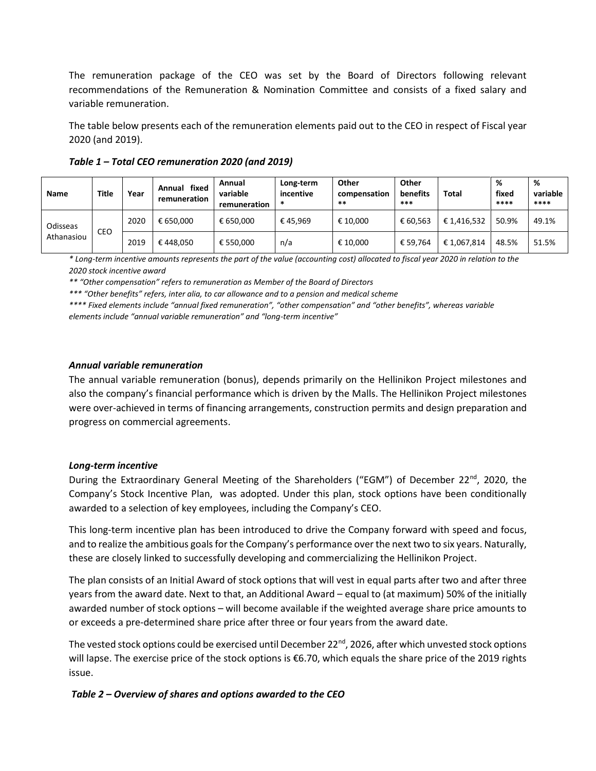The remuneration package of the CEO was set by the Board of Directors following relevant recommendations of the Remuneration & Nomination Committee and consists of a fixed salary and variable remuneration.

The table below presents each of the remuneration elements paid out to the CEO in respect of Fiscal year 2020 (and 2019).

***Table 1 – Total CEO remuneration 2020 (and 2019)***

| Name | Title | Year | Annual fixed remuneration | Annual variable remuneration | Long-term incentive * | Other compensation ** | Other benefits *** | Total | % fixed **** | % variable **** |
|---|---|---|---|---|---|---|---|---|---|---|
| Odisseas Athanasiou | CEO | 2020 | € 650,000 | € 650,000 | € 45,969 | € 10,000 | € 60,563 | € 1,416,532 | 50.9% | 49.1% |
| | | 2019 | € 448,050 | € 550,000 | n/a | € 10,000 | € 59,764 | € 1,067,814 | 48.5% | 51.5% |

*\* Long-term incentive amounts represents the part of the value (accounting cost) allocated to fiscal year 2020 in relation to the 2020 stock incentive award*

*\*\* "Other compensation" refers to remuneration as Member of the Board of Directors*

*\*\*\* "Other benefits" refers, inter alia, to car allowance and to a pension and medical scheme*

*\*\*\*\* Fixed elements include "annual fixed remuneration", "other compensation" and "other benefits", whereas variable elements include "annual variable remuneration" and "long-term incentive"*

### *Annual variable remuneration*

The annual variable remuneration (bonus), depends primarily on the Hellinikon Project milestones and also the company's financial performance which is driven by the Malls. The Hellinikon Project milestones were over-achieved in terms of financing arrangements, construction permits and design preparation and progress on commercial agreements.

### *Long-term incentive*

During the Extraordinary General Meeting of the Shareholders ("EGM") of December 22nd, 2020, the Company's Stock Incentive Plan, was adopted. Under this plan, stock options have been conditionally awarded to a selection of key employees, including the Company's CEO.

This long-term incentive plan has been introduced to drive the Company forward with speed and focus, and to realize the ambitious goals for the Company's performance over the next two to six years. Naturally, these are closely linked to successfully developing and commercializing the Hellinikon Project.

The plan consists of an Initial Award of stock options that will vest in equal parts after two and after three years from the award date. Next to that, an Additional Award – equal to (at maximum) 50% of the initially awarded number of stock options – will become available if the weighted average share price amounts to or exceeds a pre-determined share price after three or four years from the award date.

The vested stock options could be exercised until December 22nd, 2026, after which unvested stock options will lapse. The exercise price of the stock options is €6.70, which equals the share price of the 2019 rights issue.

***Table 2 – Overview of shares and options awarded to the CEO***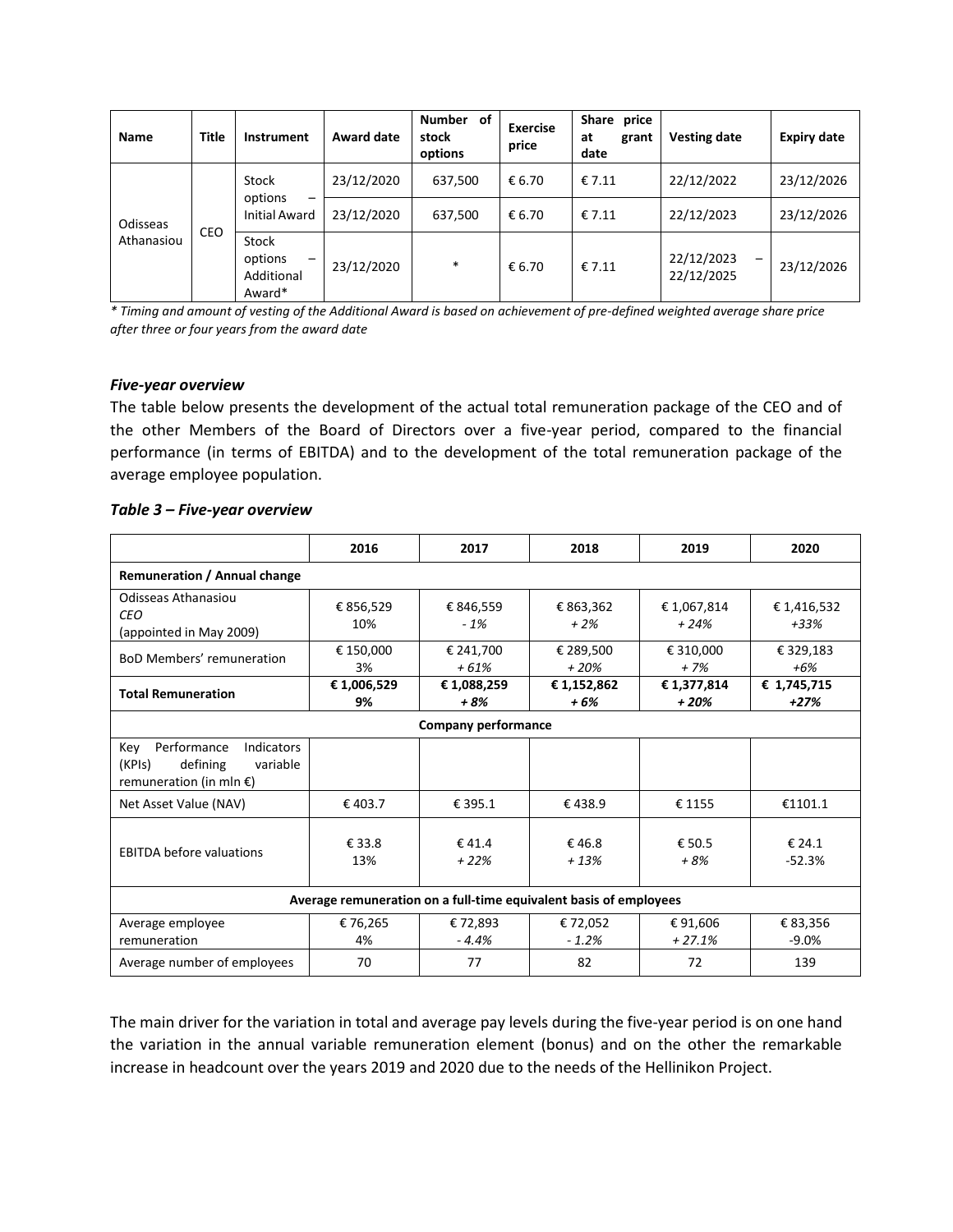| Name | Title | Instrument | Award date | Number of stock options | Exercise price | Share price at grant date | Vesting date | Expiry date |
|---|---|---|---|---|---|---|---|---|
| Odisseas Athanasiou | CEO | Stock options – Initial Award | 23/12/2020 | 637,500 | € 6.70 | € 7.11 | 22/12/2022 | 23/12/2026 |
| | | | 23/12/2020 | 637,500 | € 6.70 | € 7.11 | 22/12/2023 | 23/12/2026 |
| | | Stock options – Additional Award* | 23/12/2020 | * | € 6.70 | € 7.11 | 22/12/2023 – 22/12/2025 | 23/12/2026 |

*\* Timing and amount of vesting of the Additional Award is based on achievement of pre-defined weighted average share price after three or four years from the award date*

### *Five-year overview*

The table below presents the development of the actual total remuneration package of the CEO and of the other Members of the Board of Directors over a five-year period, compared to the financial performance (in terms of EBITDA) and to the development of the total remuneration package of the average employee population.

### *Table 3 – Five-year overview*

| | 2016 | 2017 | 2018 | 2019 | 2020 |
|---|---|---|---|---|---|
| **Remuneration / Annual change** | | | | | |
| Odisseas Athanasiou *CEO* (appointed in May 2009) | € 856,529 10% | € 846,559 *- 1%* | € 863,362 *+ 2%* | € 1,067,814 *+ 24%* | € 1,416,532 *+33%* |
| BoD Members' remuneration | € 150,000 3% | € 241,700 *+ 61%* | € 289,500 *+ 20%* | € 310,000 *+ 7%* | € 329,183 *+6%* |
| **Total Remuneration** | **€ 1,006,529 9%** | **€ 1,088,259 *+ 8%*** | **€ 1,152,862 *+ 6%*** | **€ 1,377,814 *+ 20%*** | **€ 1,745,715 *+27%*** |
| **Company performance** | | | | | |
| Key Performance Indicators (KPIs) defining variable remuneration (in mln €) | | | | | |
| Net Asset Value (NAV) | € 403.7 | € 395.1 | € 438.9 | € 1155 | €1101.1 |
| EBITDA before valuations | € 33.8 13% | € 41.4 *+ 22%* | € 46.8 *+ 13%* | € 50.5 *+ 8%* | € 24.1 -52.3% |
| **Average remuneration on a full-time equivalent basis of employees** | | | | | |
| Average employee remuneration | € 76,265 4% | € 72,893 *- 4.4%* | € 72,052 *- 1.2%* | € 91,606 *+ 27.1%* | € 83,356 -9.0% |
| Average number of employees | 70 | 77 | 82 | 72 | 139 |

The main driver for the variation in total and average pay levels during the five-year period is on one hand the variation in the annual variable remuneration element (bonus) and on the other the remarkable increase in headcount over the years 2019 and 2020 due to the needs of the Hellinikon Project.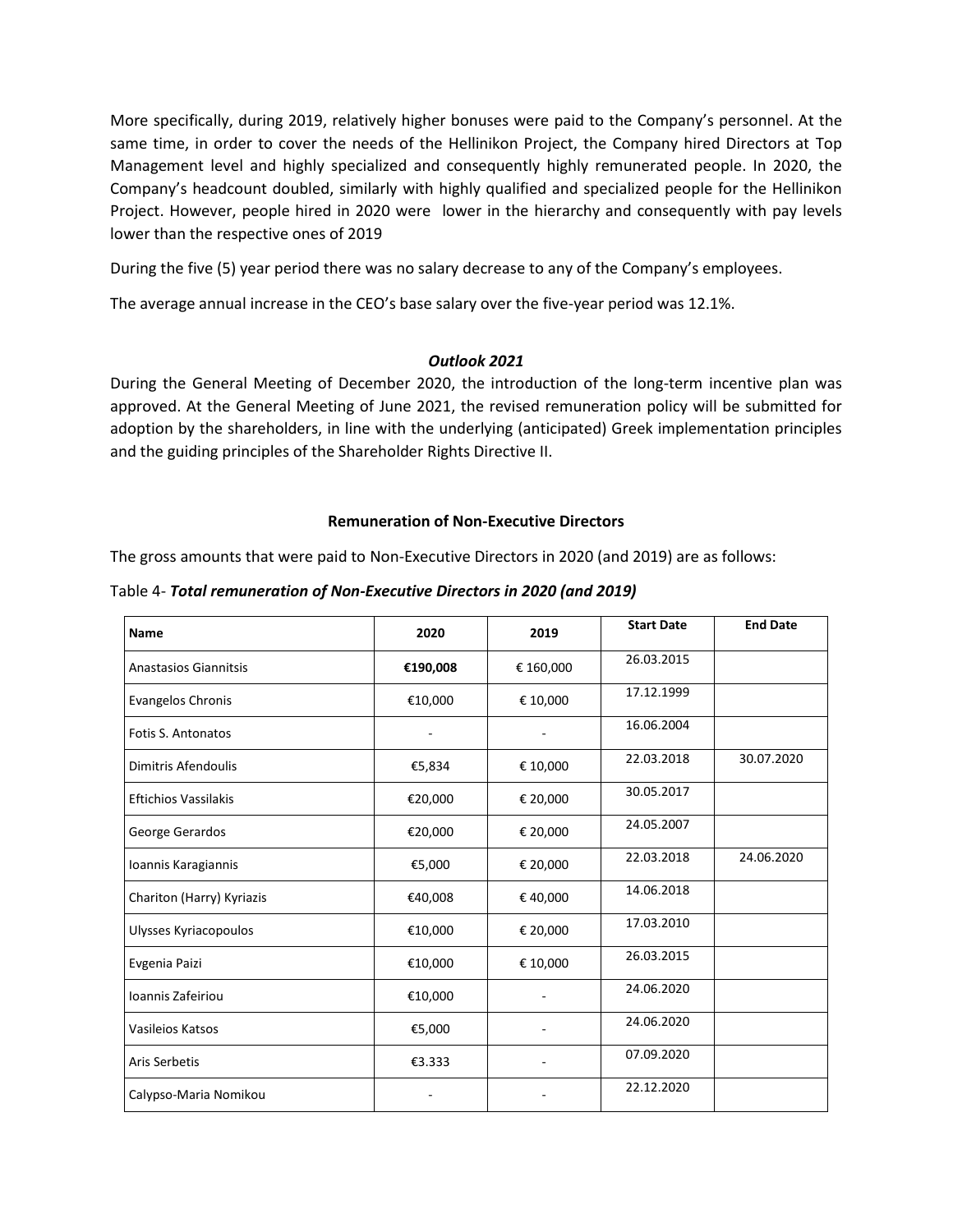More specifically, during 2019, relatively higher bonuses were paid to the Company's personnel. At the same time, in order to cover the needs of the Hellinikon Project, the Company hired Directors at Top Management level and highly specialized and consequently highly remunerated people. In 2020, the Company's headcount doubled, similarly with highly qualified and specialized people for the Hellinikon Project. However, people hired in 2020 were lower in the hierarchy and consequently with pay levels lower than the respective ones of 2019

During the five (5) year period there was no salary decrease to any of the Company's employees.

The average annual increase in the CEO's base salary over the five-year period was 12.1%.

### *Outlook 2021*

During the General Meeting of December 2020, the introduction of the long-term incentive plan was approved. At the General Meeting of June 2021, the revised remuneration policy will be submitted for adoption by the shareholders, in line with the underlying (anticipated) Greek implementation principles and the guiding principles of the Shareholder Rights Directive II.

### Remuneration of Non-Executive Directors

The gross amounts that were paid to Non-Executive Directors in 2020 (and 2019) are as follows:

Table 4- ***Total remuneration of Non-Executive Directors in 2020 (and 2019)***

| Name | 2020 | 2019 | Start Date | End Date |
|---|---|---|---|---|
| Anastasios Giannitsis | **€190,008** | € 160,000 | 26.03.2015 | |
| Evangelos Chronis | €10,000 | € 10,000 | 17.12.1999 | |
| Fotis S. Antonatos | - | - | 16.06.2004 | |
| Dimitris Afendoulis | €5,834 | € 10,000 | 22.03.2018 | 30.07.2020 |
| Eftichios Vassilakis | €20,000 | € 20,000 | 30.05.2017 | |
| George Gerardos | €20,000 | € 20,000 | 24.05.2007 | |
| Ioannis Karagiannis | €5,000 | € 20,000 | 22.03.2018 | 24.06.2020 |
| Chariton (Harry) Kyriazis | €40,008 | € 40,000 | 14.06.2018 | |
| Ulysses Kyriacopoulos | €10,000 | € 20,000 | 17.03.2010 | |
| Evgenia Paizi | €10,000 | € 10,000 | 26.03.2015 | |
| Ioannis Zafeiriou | €10,000 | - | 24.06.2020 | |
| Vasileios Katsos | €5,000 | - | 24.06.2020 | |
| Aris Serbetis | €3.333 | - | 07.09.2020 | |
| Calypso-Maria Nomikou | - | - | 22.12.2020 | |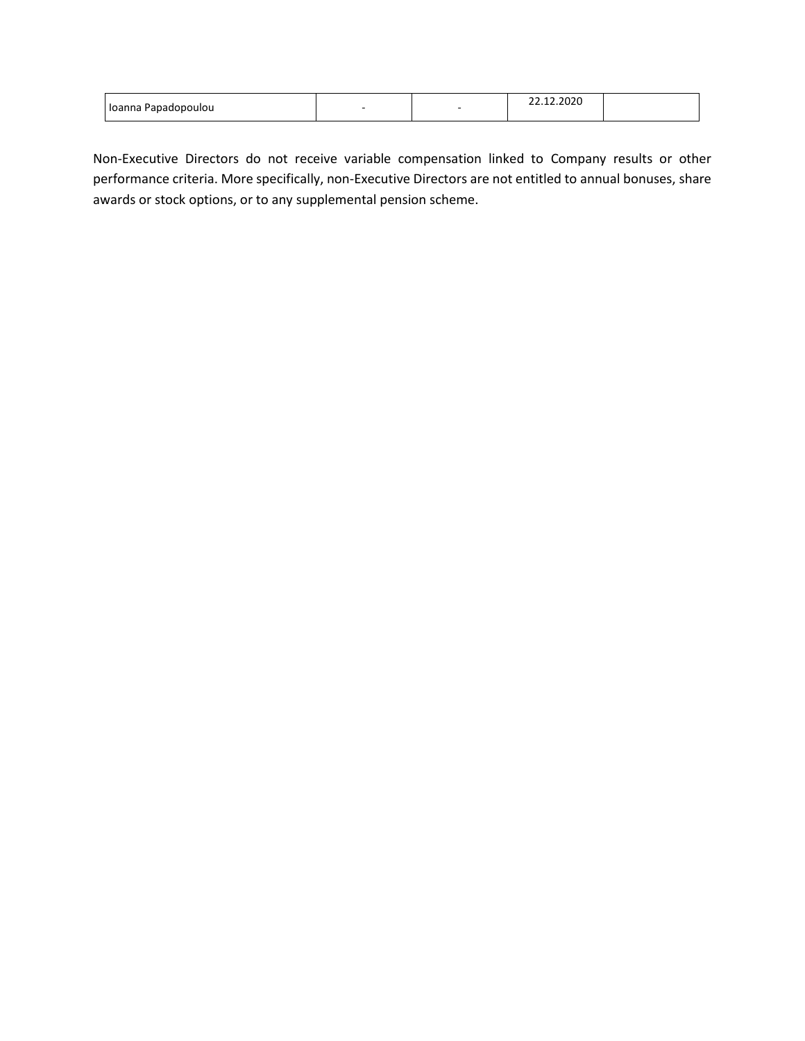| | | | | |
|---|---|---|---|---|
| Ioanna Papadopoulou | - | - | 22.12.2020 | |

Non-Executive Directors do not receive variable compensation linked to Company results or other performance criteria. More specifically, non-Executive Directors are not entitled to annual bonuses, share awards or stock options, or to any supplemental pension scheme.